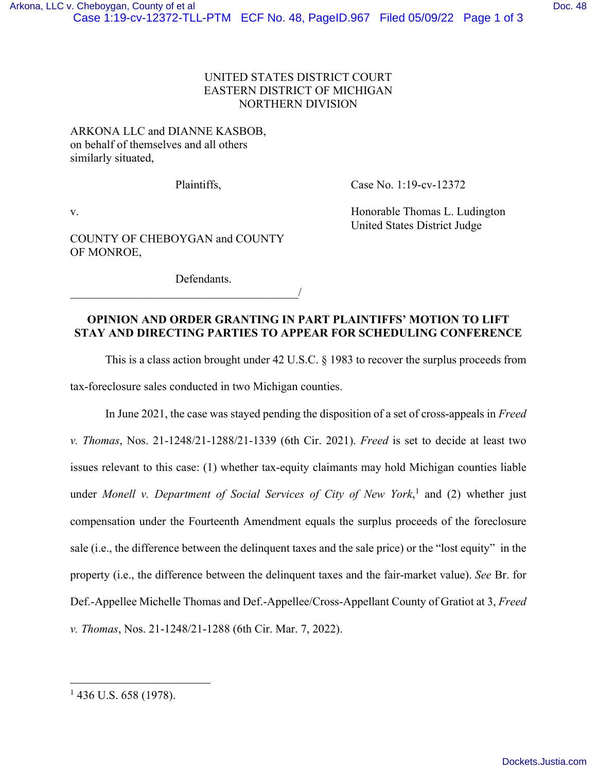UNITED STATES DISTRICT COURT
EASTERN DISTRICT OF MICHIGAN
NORTHERN DIVISION

ARKONA LLC and DIANNE KASBOB,
on behalf of themselves and all others
similarly situated,

Plaintiffs,

v.

COUNTY OF CHEBOYGAN and COUNTY
OF MONROE,

Defendants.

______________________________________/

Case No. 1:19-cv-12372

Honorable Thomas L. Ludington
United States District Judge

**OPINION AND ORDER GRANTING IN PART PLAINTIFFS' MOTION TO LIFT STAY AND DIRECTING PARTIES TO APPEAR FOR SCHEDULING CONFERENCE**

This is a class action brought under 42 U.S.C. § 1983 to recover the surplus proceeds from tax-foreclosure sales conducted in two Michigan counties.

In June 2021, the case was stayed pending the disposition of a set of cross-appeals in *Freed v. Thomas*, Nos. 21-1248/21-1288/21-1339 (6th Cir. 2021). *Freed* is set to decide at least two issues relevant to this case: (1) whether tax-equity claimants may hold Michigan counties liable under *Monell v. Department of Social Services of City of New York*,[1] and (2) whether just compensation under the Fourteenth Amendment equals the surplus proceeds of the foreclosure sale (i.e., the difference between the delinquent taxes and the sale price) or the "lost equity" in the property (i.e., the difference between the delinquent taxes and the fair-market value). *See* Br. for Def.-Appellee Michelle Thomas and Def.-Appellee/Cross-Appellant County of Gratiot at 3, *Freed v. Thomas*, Nos. 21-1248/21-1288 (6th Cir. Mar. 7, 2022).

[1] 436 U.S. 658 (1978).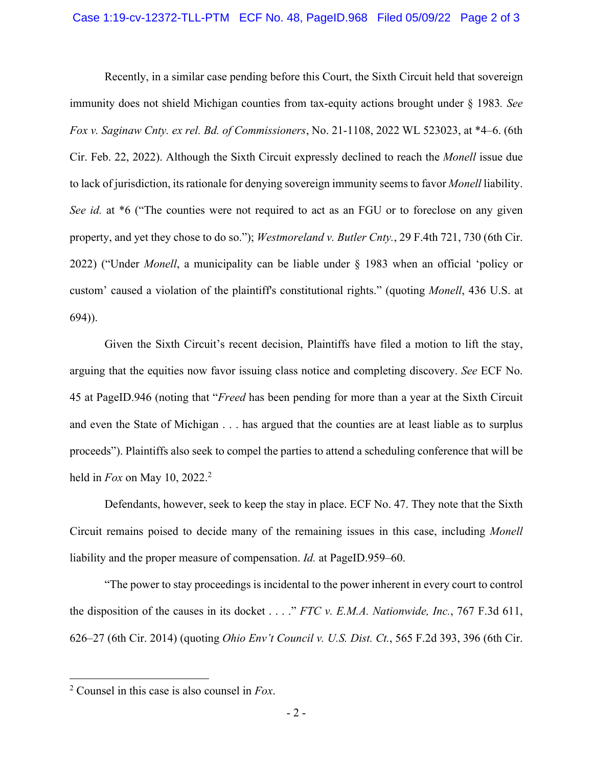Recently, in a similar case pending before this Court, the Sixth Circuit held that sovereign immunity does not shield Michigan counties from tax-equity actions brought under § 1983. *See Fox v. Saginaw Cnty. ex rel. Bd. of Commissioners*, No. 21-1108, 2022 WL 523023, at *4–6. (6th Cir. Feb. 22, 2022). Although the Sixth Circuit expressly declined to reach the *Monell* issue due to lack of jurisdiction, its rationale for denying sovereign immunity seems to favor *Monell* liability. *See id.* at *6 ("The counties were not required to act as an FGU or to foreclose on any given property, and yet they chose to do so."); *Westmoreland v. Butler Cnty.*, 29 F.4th 721, 730 (6th Cir. 2022) ("Under *Monell*, a municipality can be liable under § 1983 when an official 'policy or custom' caused a violation of the plaintiff's constitutional rights." (quoting *Monell*, 436 U.S. at 694)).

Given the Sixth Circuit's recent decision, Plaintiffs have filed a motion to lift the stay, arguing that the equities now favor issuing class notice and completing discovery. *See* ECF No. 45 at PageID.946 (noting that "*Freed* has been pending for more than a year at the Sixth Circuit and even the State of Michigan . . . has argued that the counties are at least liable as to surplus proceeds"). Plaintiffs also seek to compel the parties to attend a scheduling conference that will be held in *Fox* on May 10, 2022.[2]

Defendants, however, seek to keep the stay in place. ECF No. 47. They note that the Sixth Circuit remains poised to decide many of the remaining issues in this case, including *Monell* liability and the proper measure of compensation. *Id.* at PageID.959–60.

"The power to stay proceedings is incidental to the power inherent in every court to control the disposition of the causes in its docket . . . ." *FTC v. E.M.A. Nationwide, Inc.*, 767 F.3d 611, 626–27 (6th Cir. 2014) (quoting *Ohio Env't Council v. U.S. Dist. Ct.*, 565 F.2d 393, 396 (6th Cir.

---

[2] Counsel in this case is also counsel in *Fox*.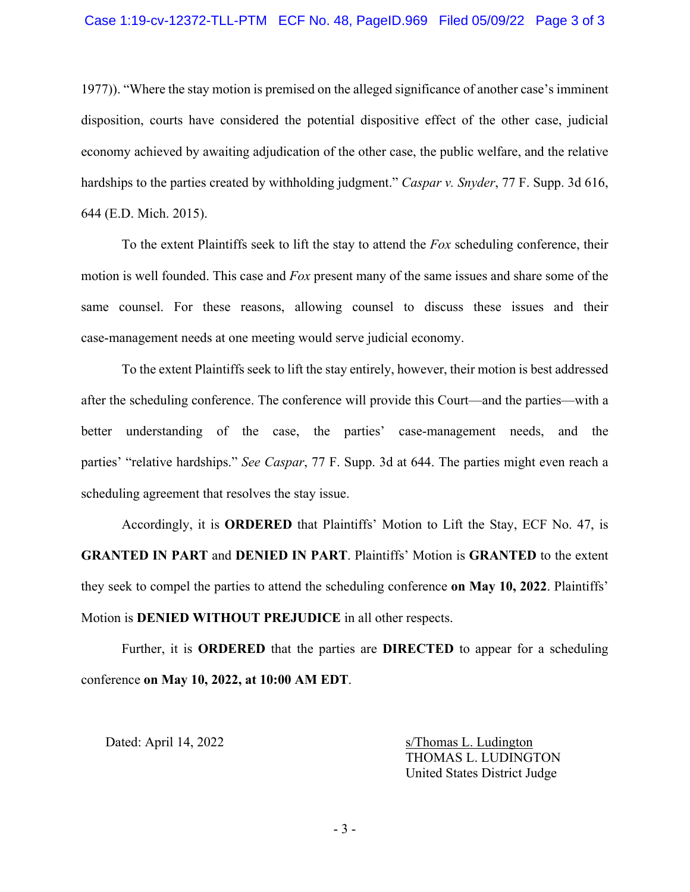1977)). "Where the stay motion is premised on the alleged significance of another case's imminent disposition, courts have considered the potential dispositive effect of the other case, judicial economy achieved by awaiting adjudication of the other case, the public welfare, and the relative hardships to the parties created by withholding judgment." *Caspar v. Snyder*, 77 F. Supp. 3d 616, 644 (E.D. Mich. 2015).

To the extent Plaintiffs seek to lift the stay to attend the *Fox* scheduling conference, their motion is well founded. This case and *Fox* present many of the same issues and share some of the same counsel. For these reasons, allowing counsel to discuss these issues and their case-management needs at one meeting would serve judicial economy.

To the extent Plaintiffs seek to lift the stay entirely, however, their motion is best addressed after the scheduling conference. The conference will provide this Court—and the parties—with a better understanding of the case, the parties' case-management needs, and the parties' "relative hardships." *See Caspar*, 77 F. Supp. 3d at 644. The parties might even reach a scheduling agreement that resolves the stay issue.

Accordingly, it is **ORDERED** that Plaintiffs' Motion to Lift the Stay, ECF No. 47, is **GRANTED IN PART** and **DENIED IN PART**. Plaintiffs' Motion is **GRANTED** to the extent they seek to compel the parties to attend the scheduling conference **on May 10, 2022**. Plaintiffs' Motion is **DENIED WITHOUT PREJUDICE** in all other respects.

Further, it is **ORDERED** that the parties are **DIRECTED** to appear for a scheduling conference **on May 10, 2022, at 10:00 AM EDT**.

Dated: April 14, 2022

s/Thomas L. Ludington
THOMAS L. LUDINGTON
United States District Judge